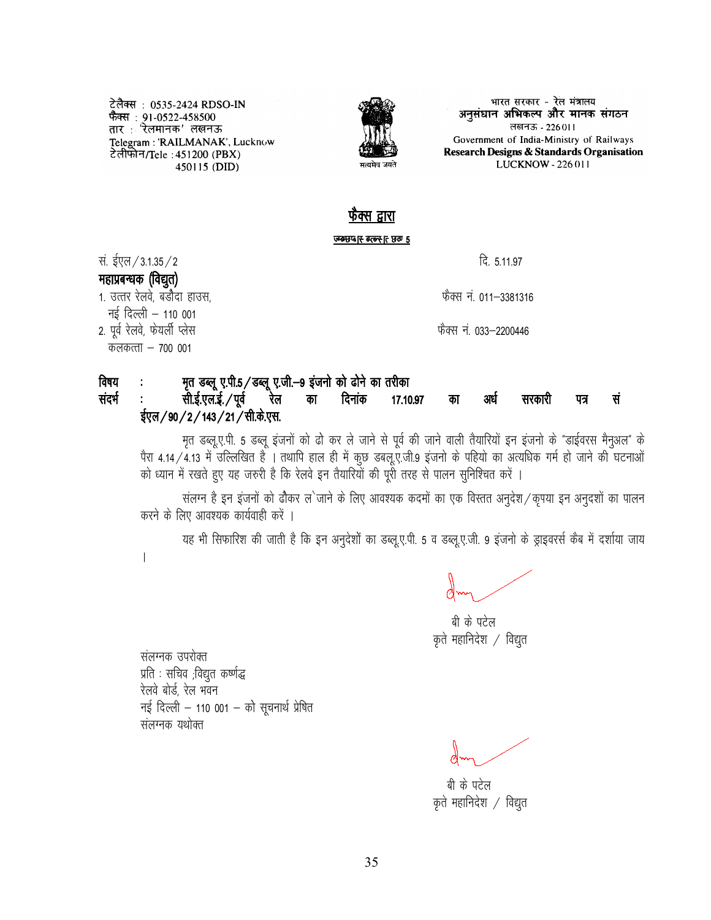टेलैक्स : 0535-2424 RDSO-IN
फैक्स : 91-0522-458500
तार : 'रेलमानक' लखनऊ
Telegram : 'RAILMANAK', Lucknow
टेलीफोन/Tele : 451200 (PBX)
450115 (DID)

सत्यमेव जयते

भारत सरकार - रेल मंत्रालय
अनुसंधान अभिकल्प और मानक संगठन
लखनऊ - 226011
Government of India-Ministry of Railways
**Research Designs & Standards Organisation**
LUCKNOW - 226011

## फैक्स द्वारा

सं. ईएल/3.1.35/2 — दि. 5.11.97

**महाप्रबन्धक (विद्युत)**

1. उत्तर रेलवे, बडौदा हाउस, नई दिल्ली – 110 001 — फैक्स नं. 011–3381316
2. पूर्व रेलवे, फेयर्ली प्लेस कलकत्ता – 700 001 — फैक्स नं. 033–2200446

**विषय : मृत डब्लू ए.पी.5/डब्लू ए.जी.–9 इंजनो को ढोने का तरीका**

**संदर्भ : सी.ई.एल.ई./पूर्व रेल का दिनांक 17.10.97 का अर्ध सरकारी पत्र सं ईएल/90/2/143/21/सी.के.एस.**

मृत डब्लू.ए.पी. 5 डब्लू इंजनों को ढो कर ले जाने से पूर्व की जाने वाली तैयारियों इन इंजनो के "डाईवरस मैनुअल" के पैरा 4.14/4.13 में उल्लिखित है । तथापि हाल ही में कुछ डबलू.ए.जी.9 इंजनो के पहियो का अत्यधिक गर्म हो जाने की घटनाओं को ध्यान में रखते हुए यह जरुरी है कि रेलवे इन तैयारियों की पूरी तरह से पालन सुनिश्चित करें ।

संलग्न है इन इंजनों को ढौकर ल`जाने के लिए आवश्यक कदमों का एक विस्तत अनुदेश/कृपया इन अनुदशों का पालन करने के लिए आवश्यक कार्यवाही करें ।

यह भी सिफारिश की जाती है कि इन अनुदेशों का डब्लू.ए.पी. 5 व डब्लू.ए.जी. 9 इंजनो के ड्राइवर्स कैब में दर्शाया जाय ।

बी के पटेल
कृते महानिदेश / विद्युत

संलग्नक उपरोक्त
प्रति : सचिव ;विद्युत कर्ष्णद्ध
रेलवे बोर्ड, रेल भवन
नई दिल्ली – 110 001 – को सूचनार्थ प्रेषित
संलग्नक यथोक्त

बी के पटेल
कृते महानिदेश / विद्युत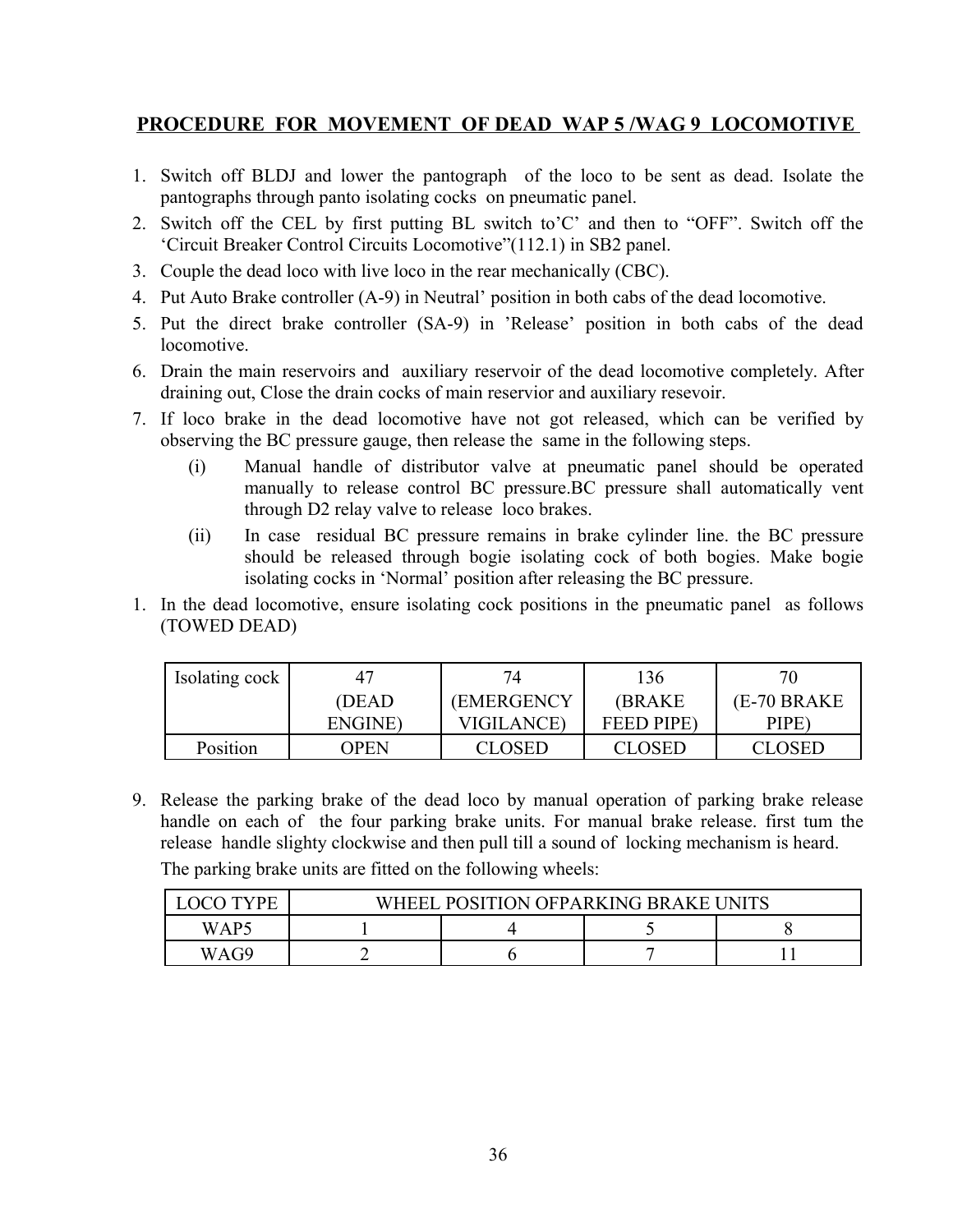## PROCEDURE FOR MOVEMENT OF DEAD WAP 5 /WAG 9 LOCOMOTIVE

1. Switch off BLDJ and lower the pantograph of the loco to be sent as dead. Isolate the pantographs through panto isolating cocks on pneumatic panel.
2. Switch off the CEL by first putting BL switch to'C' and then to "OFF". Switch off the 'Circuit Breaker Control Circuits Locomotive"(112.1) in SB2 panel.
3. Couple the dead loco with live loco in the rear mechanically (CBC).
4. Put Auto Brake controller (A-9) in Neutral' position in both cabs of the dead locomotive.
5. Put the direct brake controller (SA-9) in 'Release' position in both cabs of the dead locomotive.
6. Drain the main reservoirs and auxiliary reservoir of the dead locomotive completely. After draining out, Close the drain cocks of main reservior and auxiliary resevoir.
7. If loco brake in the dead locomotive have not got released, which can be verified by observing the BC pressure gauge, then release the same in the following steps.
   - (i) Manual handle of distributor valve at pneumatic panel should be operated manually to release control BC pressure.BC pressure shall automatically vent through D2 relay valve to release loco brakes.
   - (ii) In case residual BC pressure remains in brake cylinder line. the BC pressure should be released through bogie isolating cock of both bogies. Make bogie isolating cocks in 'Normal' position after releasing the BC pressure.

1. In the dead locomotive, ensure isolating cock positions in the pneumatic panel as follows (TOWED DEAD)

| Isolating cock | 47 (DEAD ENGINE) | 74 (EMERGENCY VIGILANCE) | 136 (BRAKE FEED PIPE) | 70 (E-70 BRAKE PIPE) |
|---|---|---|---|---|
| Position | OPEN | CLOSED | CLOSED | CLOSED |

9. Release the parking brake of the dead loco by manual operation of parking brake release handle on each of the four parking brake units. For manual brake release. first tum the release handle slighty clockwise and then pull till a sound of locking mechanism is heard.

   The parking brake units are fitted on the following wheels:

| LOCO TYPE | WHEEL POSITION OFPARKING BRAKE UNITS | | | |
|---|---|---|---|---|
| WAP5 | 1 | 4 | 5 | 8 |
| WAG9 | 2 | 6 | 7 | 11 |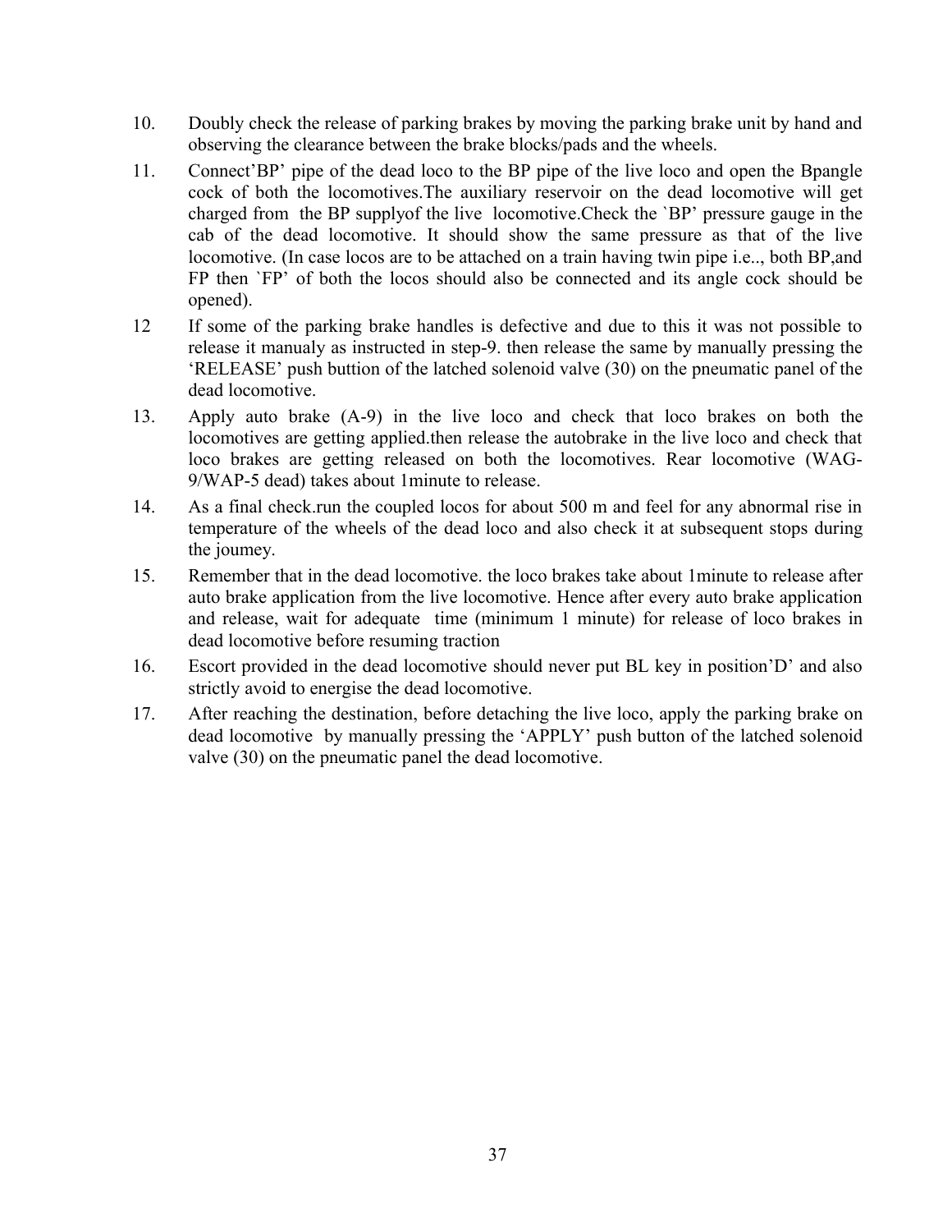10. Doubly check the release of parking brakes by moving the parking brake unit by hand and observing the clearance between the brake blocks/pads and the wheels.

11. Connect'BP' pipe of the dead loco to the BP pipe of the live loco and open the Bpangle cock of both the locomotives.The auxiliary reservoir on the dead locomotive will get charged from the BP supplyof the live locomotive.Check the `BP' pressure gauge in the cab of the dead locomotive. It should show the same pressure as that of the live locomotive. (In case locos are to be attached on a train having twin pipe i.e.., both BP,and FP then `FP' of both the locos should also be connected and its angle cock should be opened).

12 If some of the parking brake handles is defective and due to this it was not possible to release it manualy as instructed in step-9. then release the same by manually pressing the 'RELEASE' push buttion of the latched solenoid valve (30) on the pneumatic panel of the dead locomotive.

13. Apply auto brake (A-9) in the live loco and check that loco brakes on both the locomotives are getting applied.then release the autobrake in the live loco and check that loco brakes are getting released on both the locomotives. Rear locomotive (WAG-9/WAP-5 dead) takes about 1minute to release.

14. As a final check.run the coupled locos for about 500 m and feel for any abnormal rise in temperature of the wheels of the dead loco and also check it at subsequent stops during the joumey.

15. Remember that in the dead locomotive. the loco brakes take about 1minute to release after auto brake application from the live locomotive. Hence after every auto brake application and release, wait for adequate time (minimum 1 minute) for release of loco brakes in dead locomotive before resuming traction

16. Escort provided in the dead locomotive should never put BL key in position'D' and also strictly avoid to energise the dead locomotive.

17. After reaching the destination, before detaching the live loco, apply the parking brake on dead locomotive by manually pressing the 'APPLY' push button of the latched solenoid valve (30) on the pneumatic panel the dead locomotive.